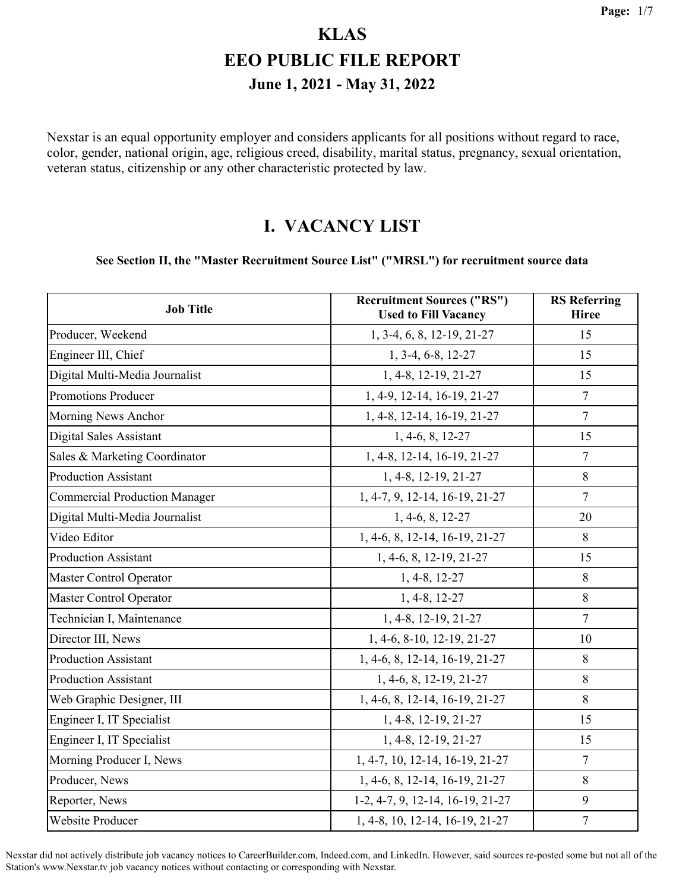# KLAS

# EEO PUBLIC FILE REPORT

## June 1, 2021 - May 31, 2022

Nexstar is an equal opportunity employer and considers applicants for all positions without regard to race, color, gender, national origin, age, religious creed, disability, marital status, pregnancy, sexual orientation, veteran status, citizenship or any other characteristic protected by law.

## I. VACANCY LIST

**See Section II, the "Master Recruitment Source List" ("MRSL") for recruitment source data**

| Job Title | Recruitment Sources ("RS") Used to Fill Vacancy | RS Referring Hiree |
|---|---|---|
| Producer, Weekend | 1, 3-4, 6, 8, 12-19, 21-27 | 15 |
| Engineer III, Chief | 1, 3-4, 6-8, 12-27 | 15 |
| Digital Multi-Media Journalist | 1, 4-8, 12-19, 21-27 | 15 |
| Promotions Producer | 1, 4-9, 12-14, 16-19, 21-27 | 7 |
| Morning News Anchor | 1, 4-8, 12-14, 16-19, 21-27 | 7 |
| Digital Sales Assistant | 1, 4-6, 8, 12-27 | 15 |
| Sales & Marketing Coordinator | 1, 4-8, 12-14, 16-19, 21-27 | 7 |
| Production Assistant | 1, 4-8, 12-19, 21-27 | 8 |
| Commercial Production Manager | 1, 4-7, 9, 12-14, 16-19, 21-27 | 7 |
| Digital Multi-Media Journalist | 1, 4-6, 8, 12-27 | 20 |
| Video Editor | 1, 4-6, 8, 12-14, 16-19, 21-27 | 8 |
| Production Assistant | 1, 4-6, 8, 12-19, 21-27 | 15 |
| Master Control Operator | 1, 4-8, 12-27 | 8 |
| Master Control Operator | 1, 4-8, 12-27 | 8 |
| Technician I, Maintenance | 1, 4-8, 12-19, 21-27 | 7 |
| Director III, News | 1, 4-6, 8-10, 12-19, 21-27 | 10 |
| Production Assistant | 1, 4-6, 8, 12-14, 16-19, 21-27 | 8 |
| Production Assistant | 1, 4-6, 8, 12-19, 21-27 | 8 |
| Web Graphic Designer, III | 1, 4-6, 8, 12-14, 16-19, 21-27 | 8 |
| Engineer I, IT Specialist | 1, 4-8, 12-19, 21-27 | 15 |
| Engineer I, IT Specialist | 1, 4-8, 12-19, 21-27 | 15 |
| Morning Producer I, News | 1, 4-7, 10, 12-14, 16-19, 21-27 | 7 |
| Producer, News | 1, 4-6, 8, 12-14, 16-19, 21-27 | 8 |
| Reporter, News | 1-2, 4-7, 9, 12-14, 16-19, 21-27 | 9 |
| Website Producer | 1, 4-8, 10, 12-14, 16-19, 21-27 | 7 |

Nexstar did not actively distribute job vacancy notices to CareerBuilder.com, Indeed.com, and LinkedIn. However, said sources re-posted some but not all of the Station's www.Nexstar.tv job vacancy notices without contacting or corresponding with Nexstar.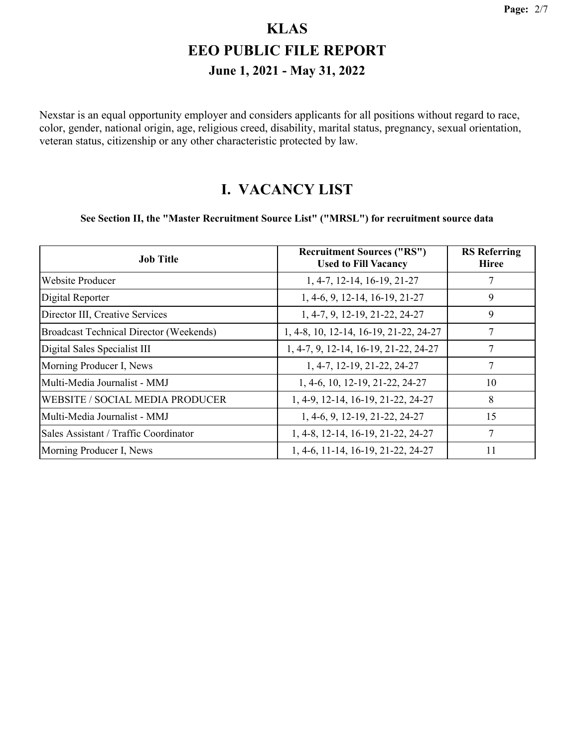# KLAS

# EEO PUBLIC FILE REPORT

## June 1, 2021 - May 31, 2022

Nexstar is an equal opportunity employer and considers applicants for all positions without regard to race, color, gender, national origin, age, religious creed, disability, marital status, pregnancy, sexual orientation, veteran status, citizenship or any other characteristic protected by law.

## I. VACANCY LIST

**See Section II, the "Master Recruitment Source List" ("MRSL") for recruitment source data**

| Job Title | Recruitment Sources ("RS") Used to Fill Vacancy | RS Referring Hiree |
|---|---|---|
| Website Producer | 1, 4-7, 12-14, 16-19, 21-27 | 7 |
| Digital Reporter | 1, 4-6, 9, 12-14, 16-19, 21-27 | 9 |
| Director III, Creative Services | 1, 4-7, 9, 12-19, 21-22, 24-27 | 9 |
| Broadcast Technical Director (Weekends) | 1, 4-8, 10, 12-14, 16-19, 21-22, 24-27 | 7 |
| Digital Sales Specialist III | 1, 4-7, 9, 12-14, 16-19, 21-22, 24-27 | 7 |
| Morning Producer I, News | 1, 4-7, 12-19, 21-22, 24-27 | 7 |
| Multi-Media Journalist - MMJ | 1, 4-6, 10, 12-19, 21-22, 24-27 | 10 |
| WEBSITE / SOCIAL MEDIA PRODUCER | 1, 4-9, 12-14, 16-19, 21-22, 24-27 | 8 |
| Multi-Media Journalist - MMJ | 1, 4-6, 9, 12-19, 21-22, 24-27 | 15 |
| Sales Assistant / Traffic Coordinator | 1, 4-8, 12-14, 16-19, 21-22, 24-27 | 7 |
| Morning Producer I, News | 1, 4-6, 11-14, 16-19, 21-22, 24-27 | 11 |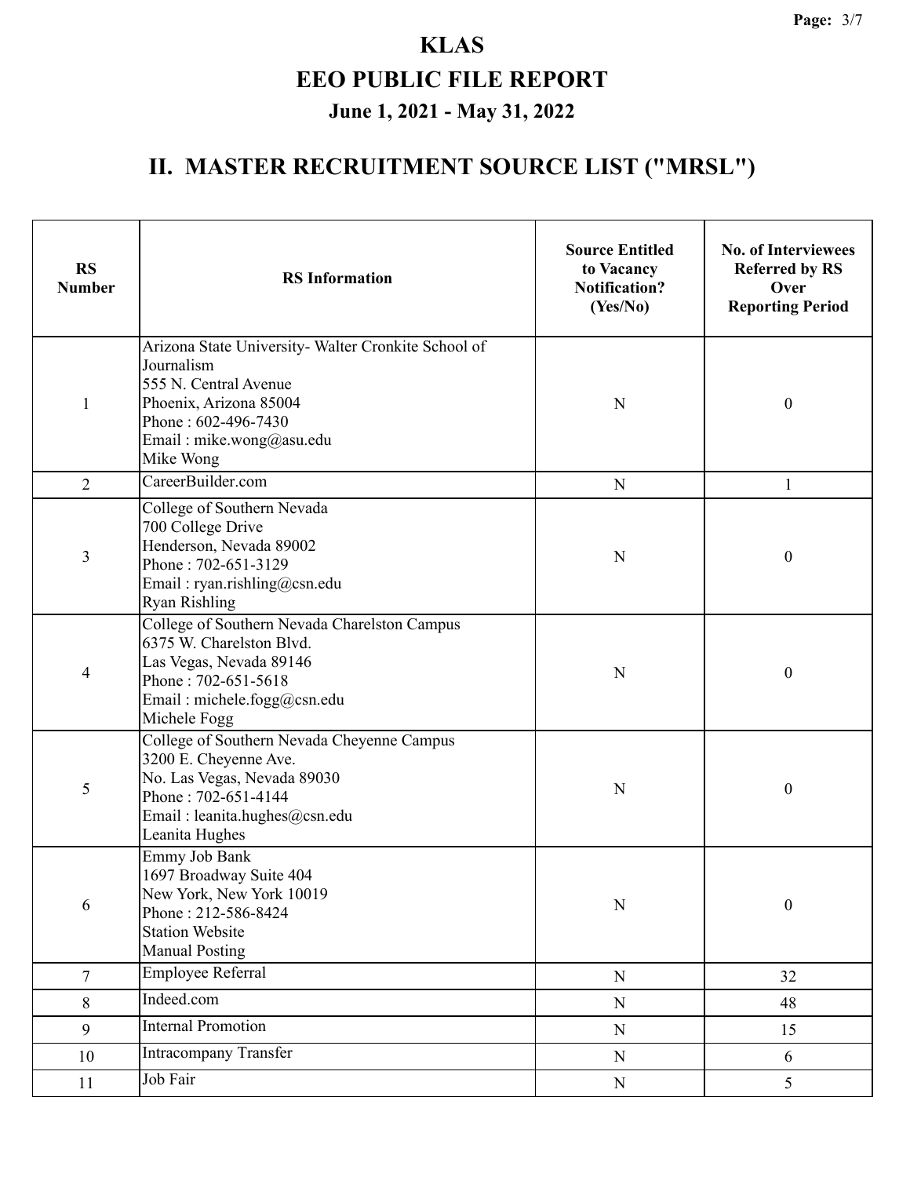# KLAS

# EEO PUBLIC FILE REPORT

## June 1, 2021 - May 31, 2022

## II. MASTER RECRUITMENT SOURCE LIST ("MRSL")

| RS Number | RS Information | Source Entitled to Vacancy Notification? (Yes/No) | No. of Interviewees Referred by RS Over Reporting Period |
|---|---|---|---|
| 1 | Arizona State University- Walter Cronkite School of Journalism<br>555 N. Central Avenue<br>Phoenix, Arizona 85004<br>Phone : 602-496-7430<br>Email : mike.wong@asu.edu<br>Mike Wong | N | 0 |
| 2 | CareerBuilder.com | N | 1 |
| 3 | College of Southern Nevada<br>700 College Drive<br>Henderson, Nevada 89002<br>Phone : 702-651-3129<br>Email : ryan.rishling@csn.edu<br>Ryan Rishling | N | 0 |
| 4 | College of Southern Nevada Charelston Campus<br>6375 W. Charelston Blvd.<br>Las Vegas, Nevada 89146<br>Phone : 702-651-5618<br>Email : michele.fogg@csn.edu<br>Michele Fogg | N | 0 |
| 5 | College of Southern Nevada Cheyenne Campus<br>3200 E. Cheyenne Ave.<br>No. Las Vegas, Nevada 89030<br>Phone : 702-651-4144<br>Email : leanita.hughes@csn.edu<br>Leanita Hughes | N | 0 |
| 6 | Emmy Job Bank<br>1697 Broadway Suite 404<br>New York, New York 10019<br>Phone : 212-586-8424<br>Station Website<br>Manual Posting | N | 0 |
| 7 | Employee Referral | N | 32 |
| 8 | Indeed.com | N | 48 |
| 9 | Internal Promotion | N | 15 |
| 10 | Intracompany Transfer | N | 6 |
| 11 | Job Fair | N | 5 |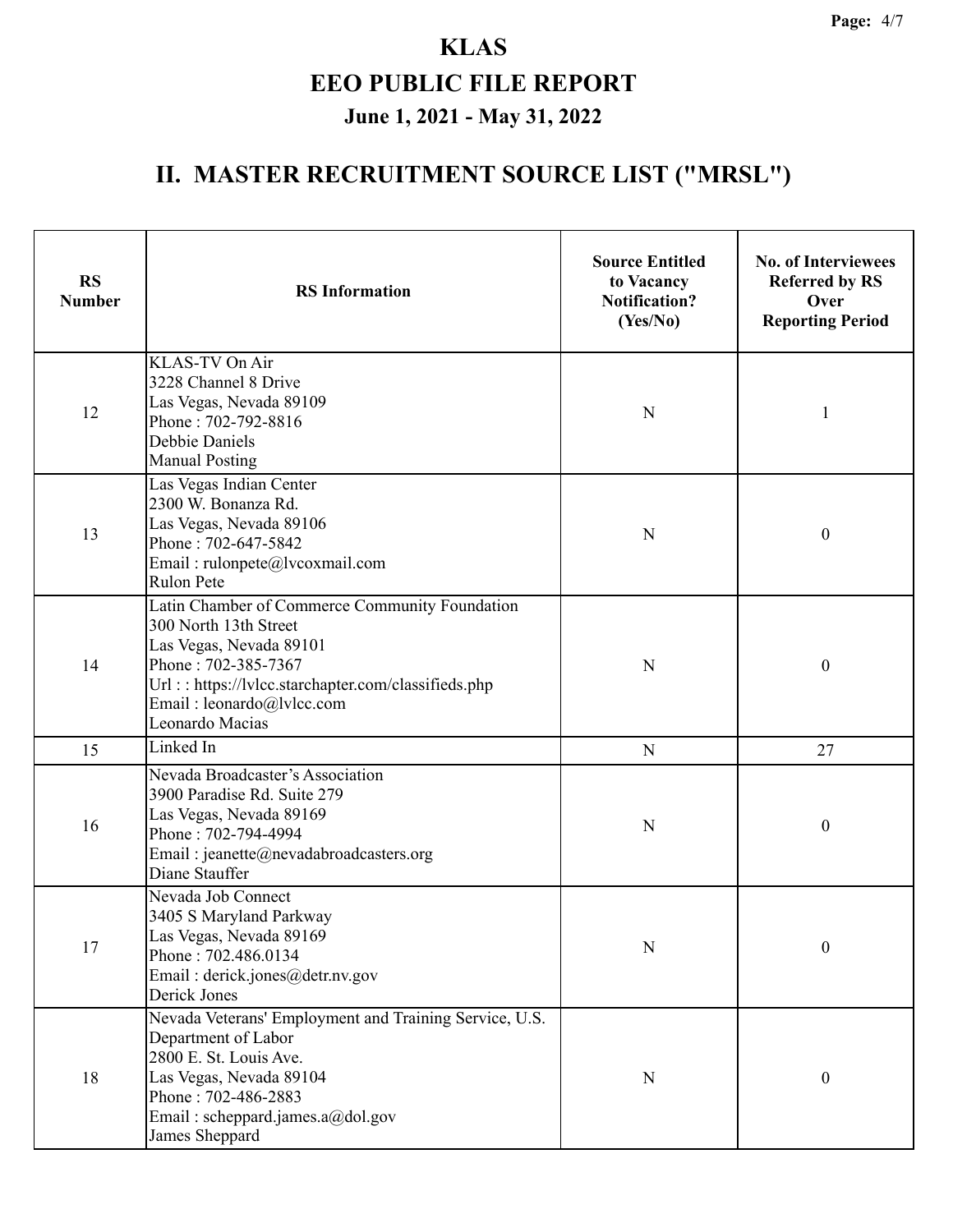# KLAS

# EEO PUBLIC FILE REPORT

## June 1, 2021 - May 31, 2022

## II. MASTER RECRUITMENT SOURCE LIST ("MRSL")

| RS Number | RS Information | Source Entitled to Vacancy Notification? (Yes/No) | No. of Interviewees Referred by RS Over Reporting Period |
|---|---|---|---|
| 12 | KLAS-TV On Air<br>3228 Channel 8 Drive<br>Las Vegas, Nevada 89109<br>Phone : 702-792-8816<br>Debbie Daniels<br>Manual Posting | N | 1 |
| 13 | Las Vegas Indian Center<br>2300 W. Bonanza Rd.<br>Las Vegas, Nevada 89106<br>Phone : 702-647-5842<br>Email : rulonpete@lvcoxmail.com<br>Rulon Pete | N | 0 |
| 14 | Latin Chamber of Commerce Community Foundation<br>300 North 13th Street<br>Las Vegas, Nevada 89101<br>Phone : 702-385-7367<br>Url : : https://lvlcc.starchapter.com/classifieds.php<br>Email : leonardo@lvlcc.com<br>Leonardo Macias | N | 0 |
| 15 | Linked In | N | 27 |
| 16 | Nevada Broadcaster's Association<br>3900 Paradise Rd. Suite 279<br>Las Vegas, Nevada 89169<br>Phone : 702-794-4994<br>Email : jeanette@nevadabroadcasters.org<br>Diane Stauffer | N | 0 |
| 17 | Nevada Job Connect<br>3405 S Maryland Parkway<br>Las Vegas, Nevada 89169<br>Phone : 702.486.0134<br>Email : derick.jones@detr.nv.gov<br>Derick Jones | N | 0 |
| 18 | Nevada Veterans' Employment and Training Service, U.S. Department of Labor<br>2800 E. St. Louis Ave.<br>Las Vegas, Nevada 89104<br>Phone : 702-486-2883<br>Email : scheppard.james.a@dol.gov<br>James Sheppard | N | 0 |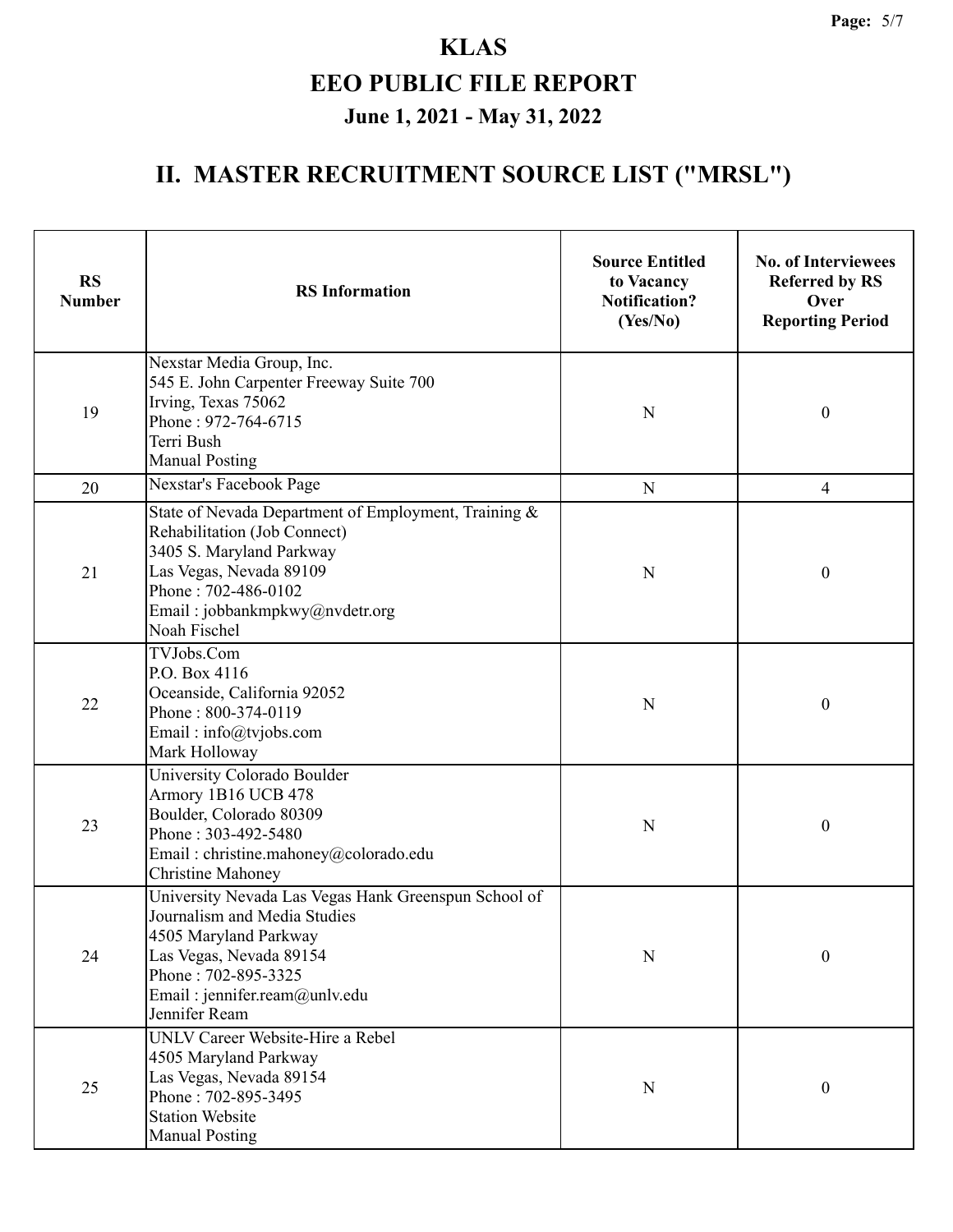# KLAS

## EEO PUBLIC FILE REPORT

### June 1, 2021 - May 31, 2022

## II. MASTER RECRUITMENT SOURCE LIST ("MRSL")

| RS Number | RS Information | Source Entitled to Vacancy Notification? (Yes/No) | No. of Interviewees Referred by RS Over Reporting Period |
|---|---|---|---|
| 19 | Nexstar Media Group, Inc.<br>545 E. John Carpenter Freeway Suite 700<br>Irving, Texas 75062<br>Phone : 972-764-6715<br>Terri Bush<br>Manual Posting | N | 0 |
| 20 | Nexstar's Facebook Page | N | 4 |
| 21 | State of Nevada Department of Employment, Training & Rehabilitation (Job Connect)<br>3405 S. Maryland Parkway<br>Las Vegas, Nevada 89109<br>Phone : 702-486-0102<br>Email : jobbankmpkwy@nvdetr.org<br>Noah Fischel | N | 0 |
| 22 | TVJobs.Com<br>P.O. Box 4116<br>Oceanside, California 92052<br>Phone : 800-374-0119<br>Email : info@tvjobs.com<br>Mark Holloway | N | 0 |
| 23 | University Colorado Boulder<br>Armory 1B16 UCB 478<br>Boulder, Colorado 80309<br>Phone : 303-492-5480<br>Email : christine.mahoney@colorado.edu<br>Christine Mahoney | N | 0 |
| 24 | University Nevada Las Vegas Hank Greenspun School of Journalism and Media Studies<br>4505 Maryland Parkway<br>Las Vegas, Nevada 89154<br>Phone : 702-895-3325<br>Email : jennifer.ream@unlv.edu<br>Jennifer Ream | N | 0 |
| 25 | UNLV Career Website-Hire a Rebel<br>4505 Maryland Parkway<br>Las Vegas, Nevada 89154<br>Phone : 702-895-3495<br>Station Website<br>Manual Posting | N | 0 |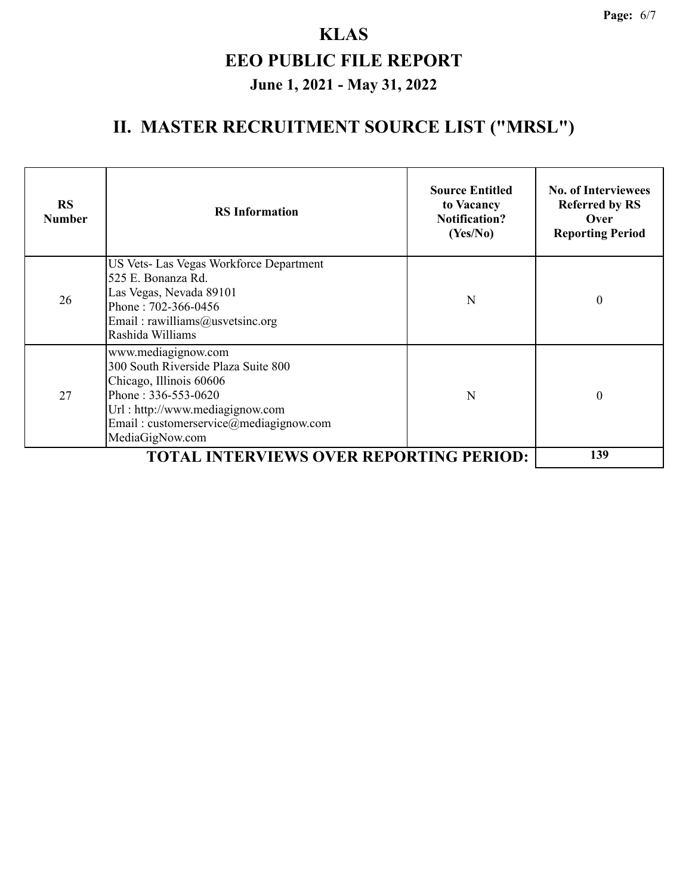# KLAS

# EEO PUBLIC FILE REPORT

## June 1, 2021 - May 31, 2022

## II. MASTER RECRUITMENT SOURCE LIST ("MRSL")

| RS Number | RS Information | Source Entitled to Vacancy Notification? (Yes/No) | No. of Interviewees Referred by RS Over Reporting Period |
|---|---|---|---|
| 26 | US Vets- Las Vegas Workforce Department<br>525 E. Bonanza Rd.<br>Las Vegas, Nevada 89101<br>Phone : 702-366-0456<br>Email : rawilliams@usvetsinc.org<br>Rashida Williams | N | 0 |
| 27 | www.mediagignow.com<br>300 South Riverside Plaza Suite 800<br>Chicago, Illinois 60606<br>Phone : 336-553-0620<br>Url : http://www.mediagignow.com<br>Email : customerservice@mediagignow.com<br>MediaGigNow.com | N | 0 |
| | **TOTAL INTERVIEWS OVER REPORTING PERIOD:** | | **139** |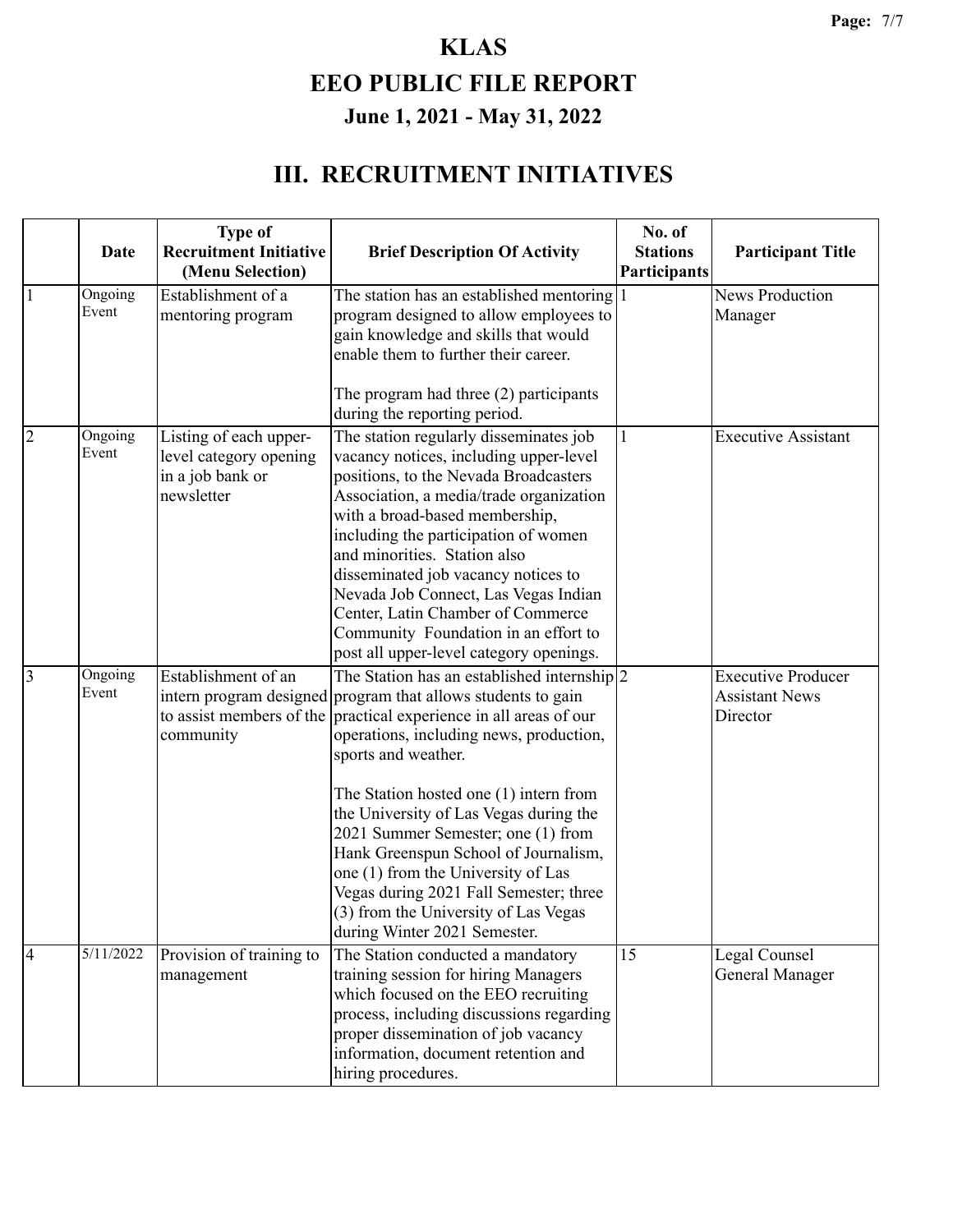# KLAS

# EEO PUBLIC FILE REPORT

## June 1, 2021 - May 31, 2022

## III. RECRUITMENT INITIATIVES

| | Date | Type of Recruitment Initiative (Menu Selection) | Brief Description Of Activity | No. of Stations Participants | Participant Title |
|---|---|---|---|---|---|
| 1 | Ongoing Event | Establishment of a mentoring program | The station has an established mentoring program designed to allow employees to gain knowledge and skills that would enable them to further their career.<br><br>The program had three (2) participants during the reporting period. | 1 | News Production Manager |
| 2 | Ongoing Event | Listing of each upper-level category opening in a job bank or newsletter | The station regularly disseminates job vacancy notices, including upper-level positions, to the Nevada Broadcasters Association, a media/trade organization with a broad-based membership, including the participation of women and minorities. Station also disseminated job vacancy notices to Nevada Job Connect, Las Vegas Indian Center, Latin Chamber of Commerce Community Foundation in an effort to post all upper-level category openings. | 1 | Executive Assistant |
| 3 | Ongoing Event | Establishment of an intern program designed to assist members of the community | The Station has an established internship program that allows students to gain practical experience in all areas of our operations, including news, production, sports and weather.<br><br>The Station hosted one (1) intern from the University of Las Vegas during the 2021 Summer Semester; one (1) from Hank Greenspun School of Journalism, one (1) from the University of Las Vegas during 2021 Fall Semester; three (3) from the University of Las Vegas during Winter 2021 Semester. | 2 | Executive Producer<br>Assistant News Director |
| 4 | 5/11/2022 | Provision of training to management | The Station conducted a mandatory training session for hiring Managers which focused on the EEO recruiting process, including discussions regarding proper dissemination of job vacancy information, document retention and hiring procedures. | 15 | Legal Counsel<br>General Manager |